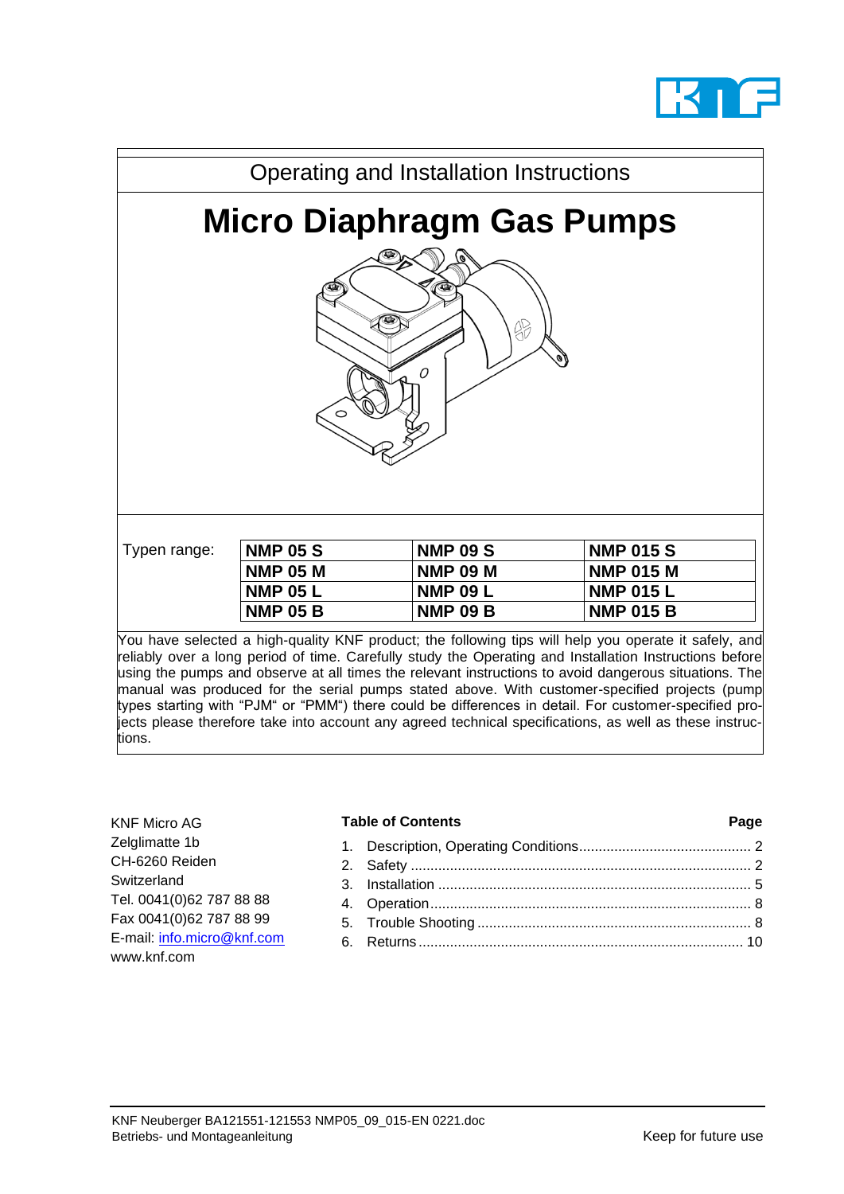Operating and Installation Instructions

# Micro Diaphragm Gas Pumps

Typen range:

| | | |
|---|---|---|
| **NMP 05 S** | **NMP 09 S** | **NMP 015 S** |
| **NMP 05 M** | **NMP 09 M** | **NMP 015 M** |
| **NMP 05 L** | **NMP 09 L** | **NMP 015 L** |
| **NMP 05 B** | **NMP 09 B** | **NMP 015 B** |

You have selected a high-quality KNF product; the following tips will help you operate it safely, and reliably over a long period of time. Carefully study the Operating and Installation Instructions before using the pumps and observe at all times the relevant instructions to avoid dangerous situations. The manual was produced for the serial pumps stated above. With customer-specified projects (pump types starting with "PJM" or "PMM") there could be differences in detail. For customer-specified projects please therefore take into account any agreed technical specifications, as well as these instructions.

KNF Micro AG
Zelglimatte 1b
CH-6260 Reiden
Switzerland
Tel. 0041(0)62 787 88 88
Fax 0041(0)62 787 88 99
E-mail: info.micro@knf.com
www.knf.com

**Table of Contents** **Page**

1. Description, Operating Conditions ... 2
2. Safety ... 2
3. Installation ... 5
4. Operation ... 8
5. Trouble Shooting ... 8
6. Returns ... 10

KNF Neuberger BA121551-121553 NMP05_09_015-EN 0221.doc
Betriebs- und Montageanleitung

Keep for future use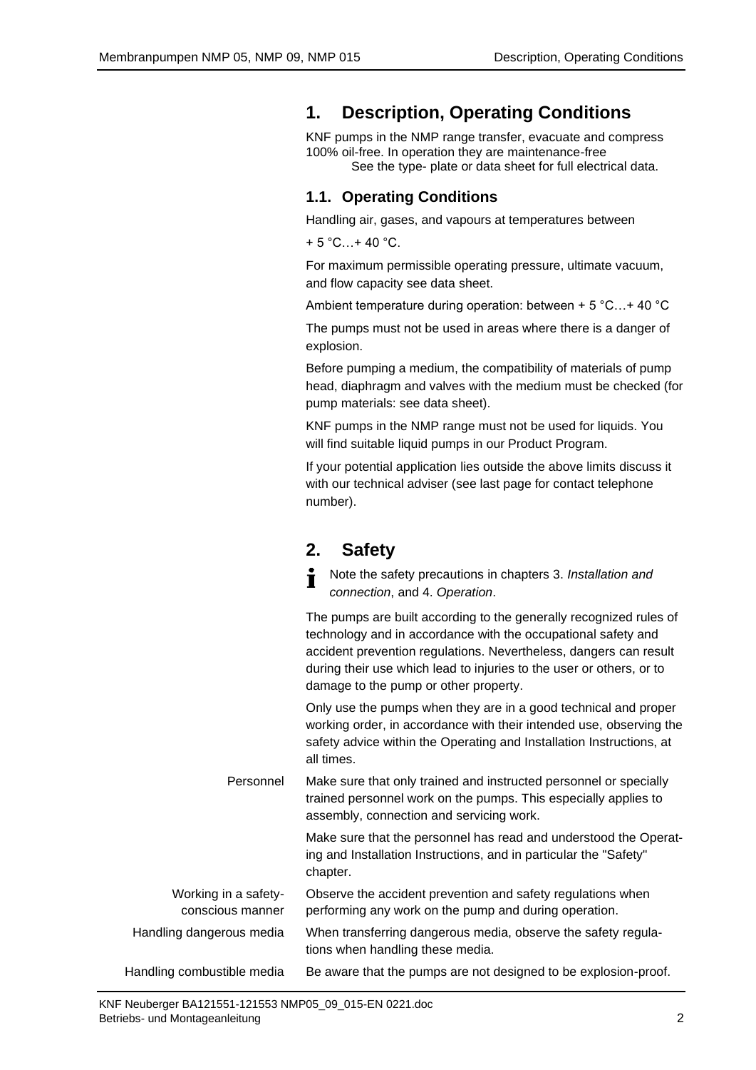# 1. Description, Operating Conditions

KNF pumps in the NMP range transfer, evacuate and compress 100% oil-free. In operation they are maintenance-free
See the type- plate or data sheet for full electrical data.

## 1.1. Operating Conditions

Handling air, gases, and vapours at temperatures between

+ 5 °C…+ 40 °C.

For maximum permissible operating pressure, ultimate vacuum, and flow capacity see data sheet.

Ambient temperature during operation: between + 5 °C…+ 40 °C

The pumps must not be used in areas where there is a danger of explosion.

Before pumping a medium, the compatibility of materials of pump head, diaphragm and valves with the medium must be checked (for pump materials: see data sheet).

KNF pumps in the NMP range must not be used for liquids. You will find suitable liquid pumps in our Product Program.

If your potential application lies outside the above limits discuss it with our technical adviser (see last page for contact telephone number).

# 2. Safety

Note the safety precautions in chapters 3. *Installation and connection*, and 4. *Operation*.

The pumps are built according to the generally recognized rules of technology and in accordance with the occupational safety and accident prevention regulations. Nevertheless, dangers can result during their use which lead to injuries to the user or others, or to damage to the pump or other property.

Only use the pumps when they are in a good technical and proper working order, in accordance with their intended use, observing the safety advice within the Operating and Installation Instructions, at all times.

**Personnel**

Make sure that only trained and instructed personnel or specially trained personnel work on the pumps. This especially applies to assembly, connection and servicing work.

Make sure that the personnel has read and understood the Operating and Installation Instructions, and in particular the "Safety" chapter.

**Working in a safety-conscious manner**

Observe the accident prevention and safety regulations when performing any work on the pump and during operation.

**Handling dangerous media**

When transferring dangerous media, observe the safety regulations when handling these media.

**Handling combustible media**

Be aware that the pumps are not designed to be explosion-proof.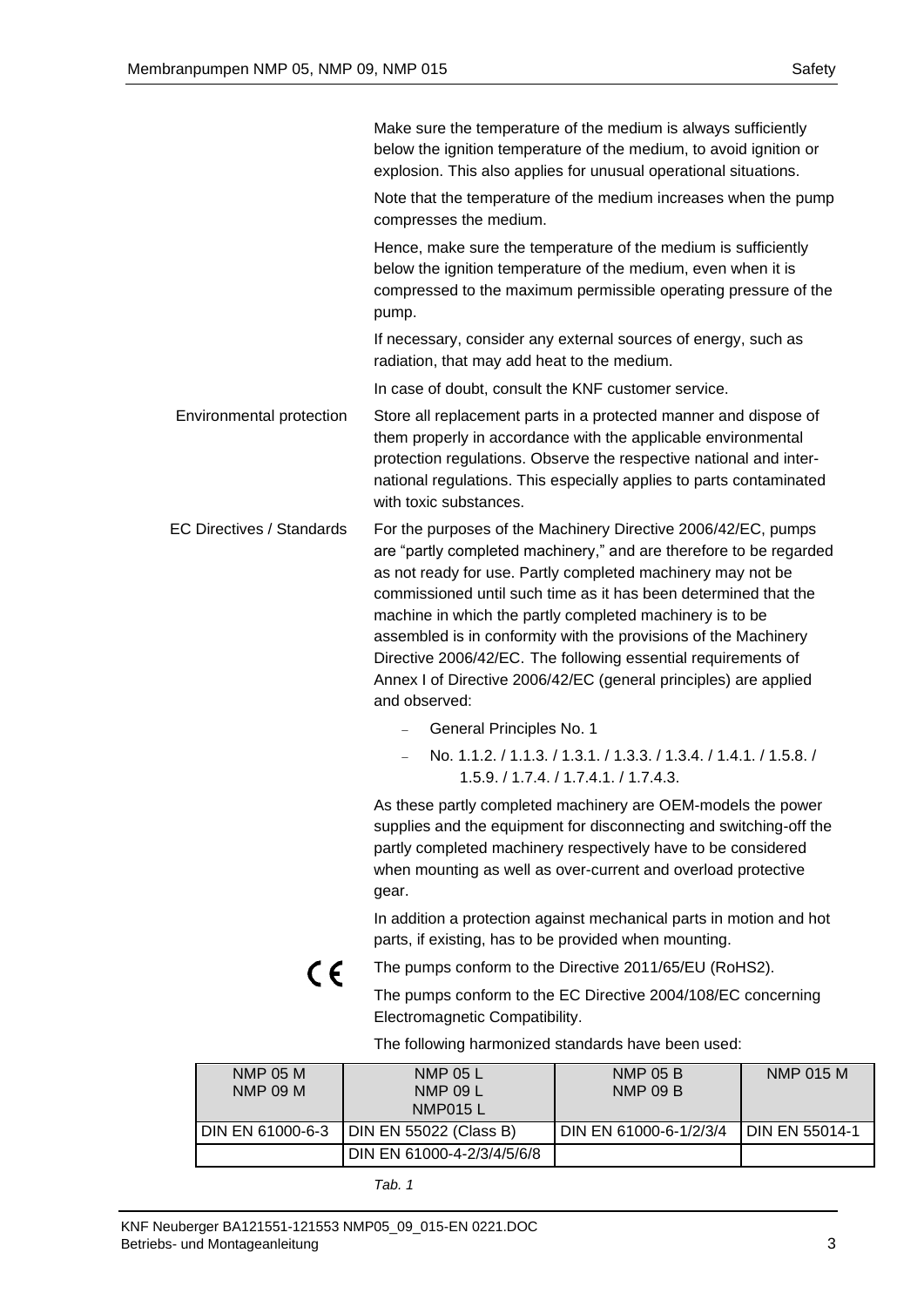Make sure the temperature of the medium is always sufficiently below the ignition temperature of the medium, to avoid ignition or explosion. This also applies for unusual operational situations.

Note that the temperature of the medium increases when the pump compresses the medium.

Hence, make sure the temperature of the medium is sufficiently below the ignition temperature of the medium, even when it is compressed to the maximum permissible operating pressure of the pump.

If necessary, consider any external sources of energy, such as radiation, that may add heat to the medium.

In case of doubt, consult the KNF customer service.

**Environmental protection**

Store all replacement parts in a protected manner and dispose of them properly in accordance with the applicable environmental protection regulations. Observe the respective national and international regulations. This especially applies to parts contaminated with toxic substances.

**EC Directives / Standards**

For the purposes of the Machinery Directive 2006/42/EC, pumps are “partly completed machinery,” and are therefore to be regarded as not ready for use. Partly completed machinery may not be commissioned until such time as it has been determined that the machine in which the partly completed machinery is to be assembled is in conformity with the provisions of the Machinery Directive 2006/42/EC. The following essential requirements of Annex I of Directive 2006/42/EC (general principles) are applied and observed:

- General Principles No. 1
- No. 1.1.2. / 1.1.3. / 1.3.1. / 1.3.3. / 1.3.4. / 1.4.1. / 1.5.8. / 1.5.9. / 1.7.4. / 1.7.4.1. / 1.7.4.3.

As these partly completed machinery are OEM-models the power supplies and the equipment for disconnecting and switching-off the partly completed machinery respectively have to be considered when mounting as well as over-current and overload protective gear.

In addition a protection against mechanical parts in motion and hot parts, if existing, has to be provided when mounting.

CE

The pumps conform to the Directive 2011/65/EU (RoHS2).

The pumps conform to the EC Directive 2004/108/EC concerning Electromagnetic Compatibility.

The following harmonized standards have been used:

| NMP 05 M<br>NMP 09 M | NMP 05 L<br>NMP 09 L<br>NMP015 L | NMP 05 B<br>NMP 09 B | NMP 015 M |
|---|---|---|---|
| DIN EN 61000-6-3 | DIN EN 55022 (Class B) | DIN EN 61000-6-1/2/3/4 | DIN EN 55014-1 |
| | DIN EN 61000-4-2/3/4/5/6/8 | | |

*Tab. 1*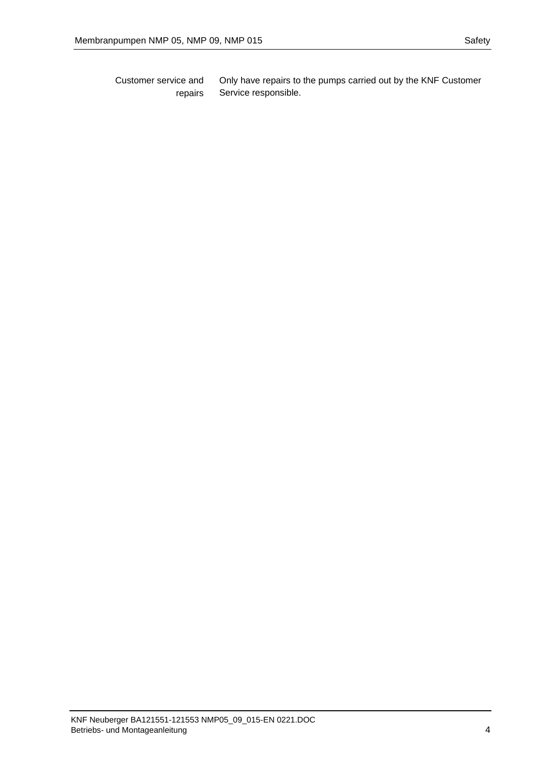Customer service and repairs

Only have repairs to the pumps carried out by the KNF Customer Service responsible.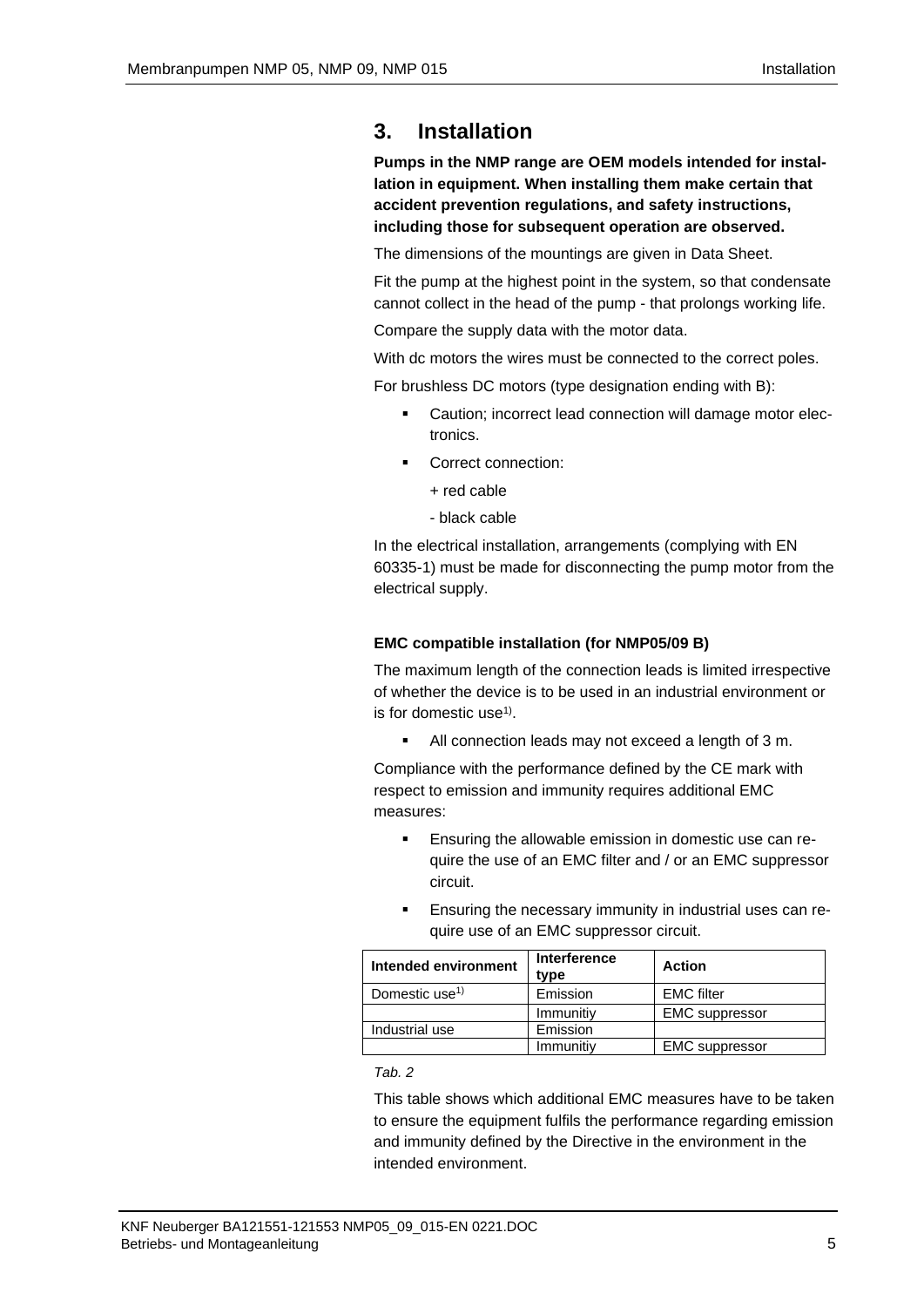# 3. Installation

**Pumps in the NMP range are OEM models intended for installation in equipment. When installing them make certain that accident prevention regulations, and safety instructions, including those for subsequent operation are observed.**

The dimensions of the mountings are given in Data Sheet.

Fit the pump at the highest point in the system, so that condensate cannot collect in the head of the pump - that prolongs working life.

Compare the supply data with the motor data.

With dc motors the wires must be connected to the correct poles.

For brushless DC motors (type designation ending with B):

- Caution; incorrect lead connection will damage motor electronics.
- Correct connection:

  + red cable

  - black cable

In the electrical installation, arrangements (complying with EN 60335-1) must be made for disconnecting the pump motor from the electrical supply.

**EMC compatible installation (for NMP05/09 B)**

The maximum length of the connection leads is limited irrespective of whether the device is to be used in an industrial environment or is for domestic use[1)].

- All connection leads may not exceed a length of 3 m.

Compliance with the performance defined by the CE mark with respect to emission and immunity requires additional EMC measures:

- Ensuring the allowable emission in domestic use can require the use of an EMC filter and / or an EMC suppressor circuit.
- Ensuring the necessary immunity in industrial uses can require use of an EMC suppressor circuit.

| Intended environment | Interference type | Action |
|---|---|---|
| Domestic use[1)] | Emission | EMC filter |
| | Immunitiy | EMC suppressor |
| Industrial use | Emission | |
| | Immunitiy | EMC suppressor |

*Tab. 2*

This table shows which additional EMC measures have to be taken to ensure the equipment fulfils the performance regarding emission and immunity defined by the Directive in the environment in the intended environment.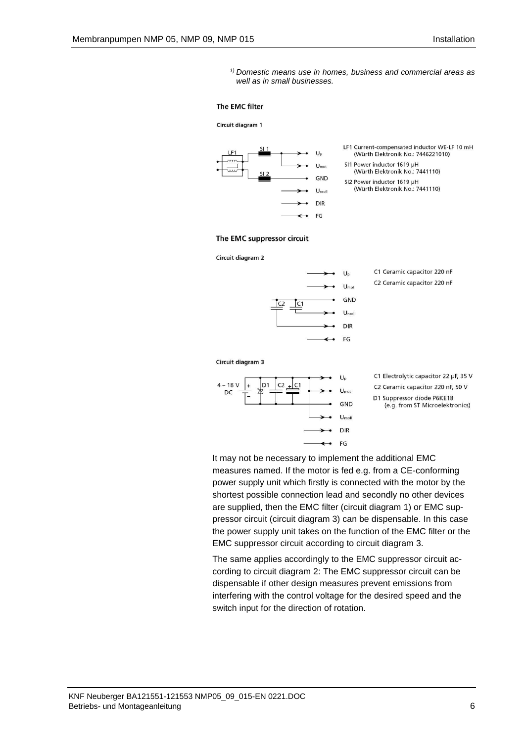[1)] *Domestic means use in homes, business and commercial areas as well as in small businesses.*

### The EMC filter

**Circuit diagram 1**

LF1
SI 1
SI 2
$U_P$
$U_{mot}$
GND
$U_{nsoll}$
DIR
FG

LF1 Current-compensated inductor WE-LF 10 mH (Würth Elektronik No.: 7446221010)
SI1 Power inductor 1619 µH (Würth Elektronik No.: 7441110)
SI2 Power inductor 1619 µH (Würth Elektronik No.: 7441110)

### The EMC suppressor circuit

**Circuit diagram 2**

C2
C1
$U_P$
$U_{mot}$
GND
$U_{nsoll}$
DIR
FG

C1 Ceramic capacitor 220 nF
C2 Ceramic capacitor 220 nF

**Circuit diagram 3**

4 – 18 V DC
D1
C2
C1
$U_P$
$U_{mot}$
GND
$U_{nsoll}$
DIR
FG

C1 Electrolytic capacitor 22 µF, 35 V
C2 Ceramic capacitor 220 nF, 50 V
D1 Suppressor diode P6KE18 (e.g. from ST Microelektronics)

It may not be necessary to implement the additional EMC measures named. If the motor is fed e.g. from a CE-conforming power supply unit which firstly is connected with the motor by the shortest possible connection lead and secondly no other devices are supplied, then the EMC filter (circuit diagram 1) or EMC suppressor circuit (circuit diagram 3) can be dispensable. In this case the power supply unit takes on the function of the EMC filter or the EMC suppressor circuit according to circuit diagram 3.

The same applies accordingly to the EMC suppressor circuit according to circuit diagram 2: The EMC suppressor circuit can be dispensable if other design measures prevent emissions from interfering with the control voltage for the desired speed and the switch input for the direction of rotation.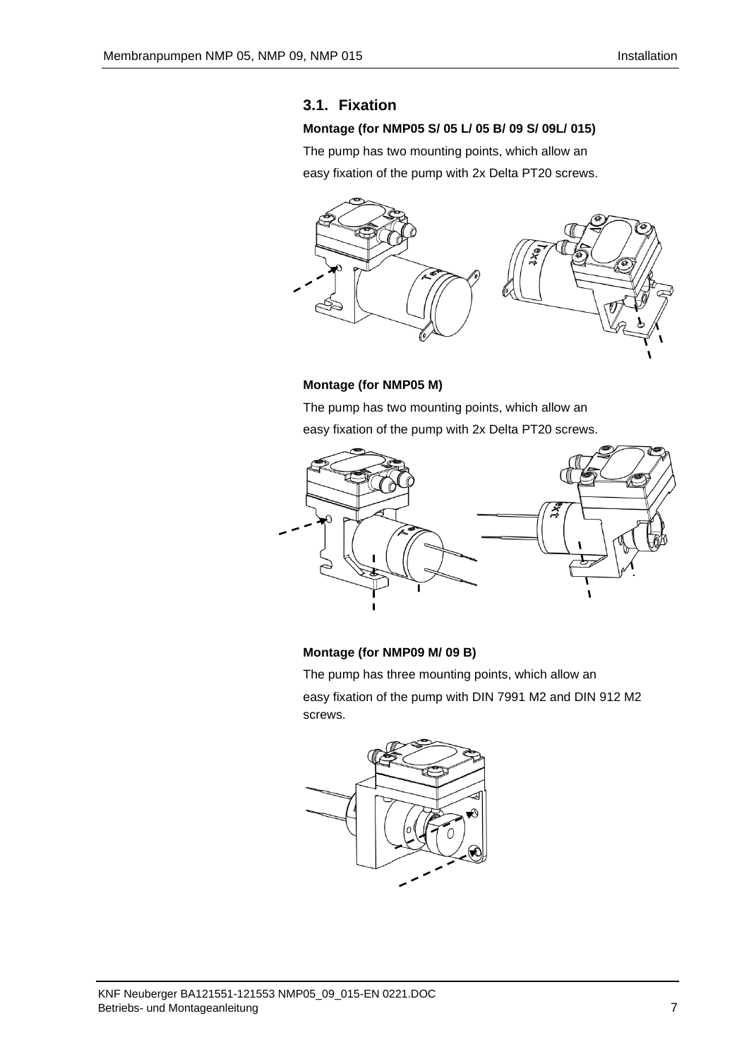## 3.1. Fixation

**Montage (for NMP05 S/ 05 L/ 05 B/ 09 S/ 09L/ 015)**

The pump has two mounting points, which allow an easy fixation of the pump with 2x Delta PT20 screws.

**Montage (for NMP05 M)**

The pump has two mounting points, which allow an easy fixation of the pump with 2x Delta PT20 screws.

**Montage (for NMP09 M/ 09 B)**

The pump has three mounting points, which allow an easy fixation of the pump with DIN 7991 M2 and DIN 912 M2 screws.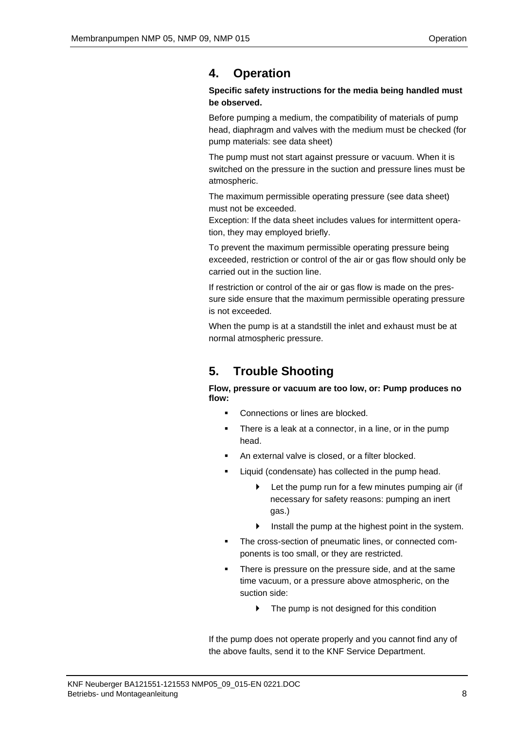## 4. Operation

**Specific safety instructions for the media being handled must be observed.**

Before pumping a medium, the compatibility of materials of pump head, diaphragm and valves with the medium must be checked (for pump materials: see data sheet)

The pump must not start against pressure or vacuum. When it is switched on the pressure in the suction and pressure lines must be atmospheric.

The maximum permissible operating pressure (see data sheet) must not be exceeded.
Exception: If the data sheet includes values for intermittent operation, they may employed briefly.

To prevent the maximum permissible operating pressure being exceeded, restriction or control of the air or gas flow should only be carried out in the suction line.

If restriction or control of the air or gas flow is made on the pressure side ensure that the maximum permissible operating pressure is not exceeded.

When the pump is at a standstill the inlet and exhaust must be at normal atmospheric pressure.

## 5. Trouble Shooting

**Flow, pressure or vacuum are too low, or: Pump produces no flow:**

- Connections or lines are blocked.
- There is a leak at a connector, in a line, or in the pump head.
- An external valve is closed, or a filter blocked.
- Liquid (condensate) has collected in the pump head.
  - Let the pump run for a few minutes pumping air (if necessary for safety reasons: pumping an inert gas.)
  - Install the pump at the highest point in the system.
- The cross-section of pneumatic lines, or connected components is too small, or they are restricted.
- There is pressure on the pressure side, and at the same time vacuum, or a pressure above atmospheric, on the suction side:
  - The pump is not designed for this condition

If the pump does not operate properly and you cannot find any of the above faults, send it to the KNF Service Department.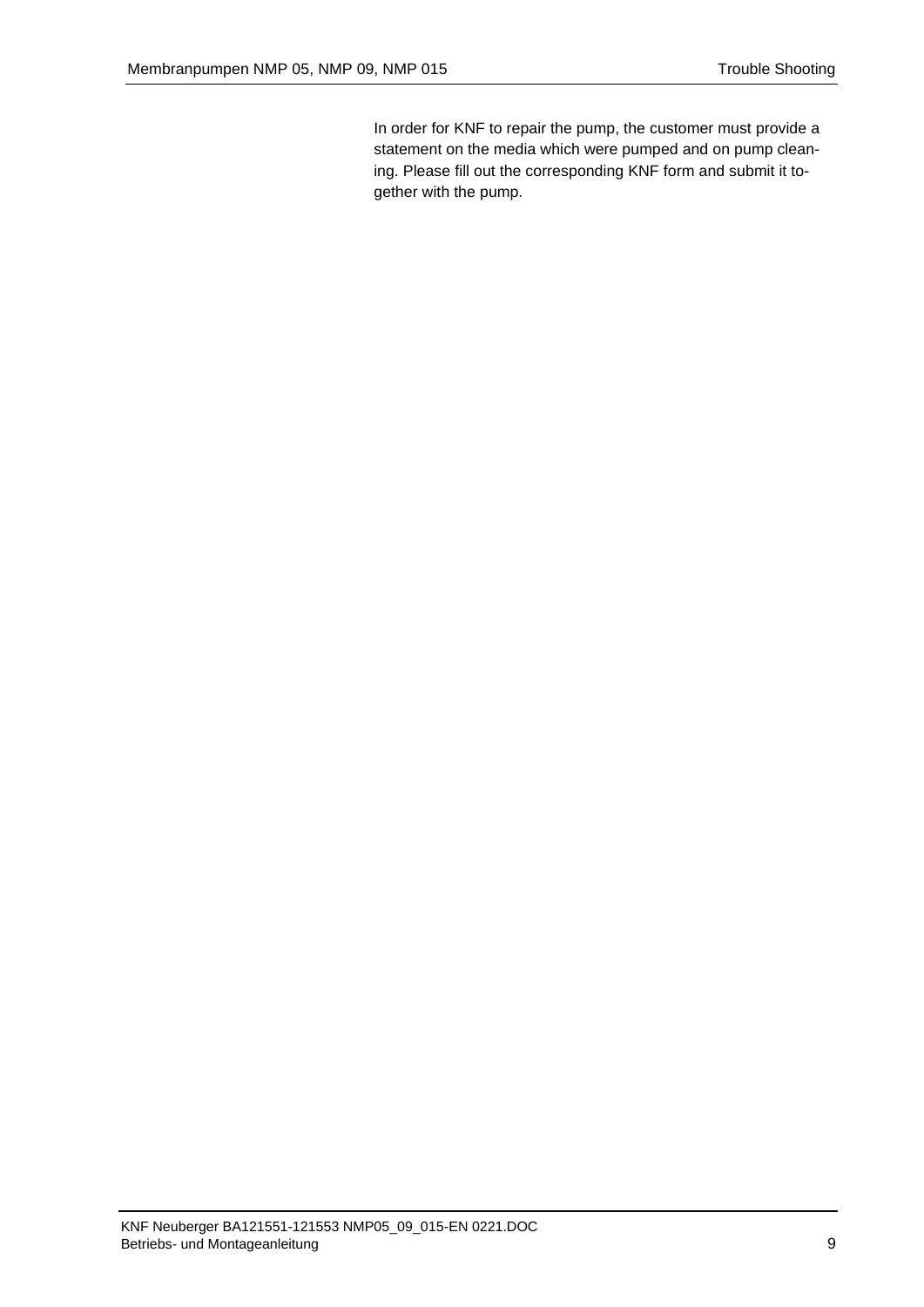In order for KNF to repair the pump, the customer must provide a statement on the media which were pumped and on pump cleaning. Please fill out the corresponding KNF form and submit it together with the pump.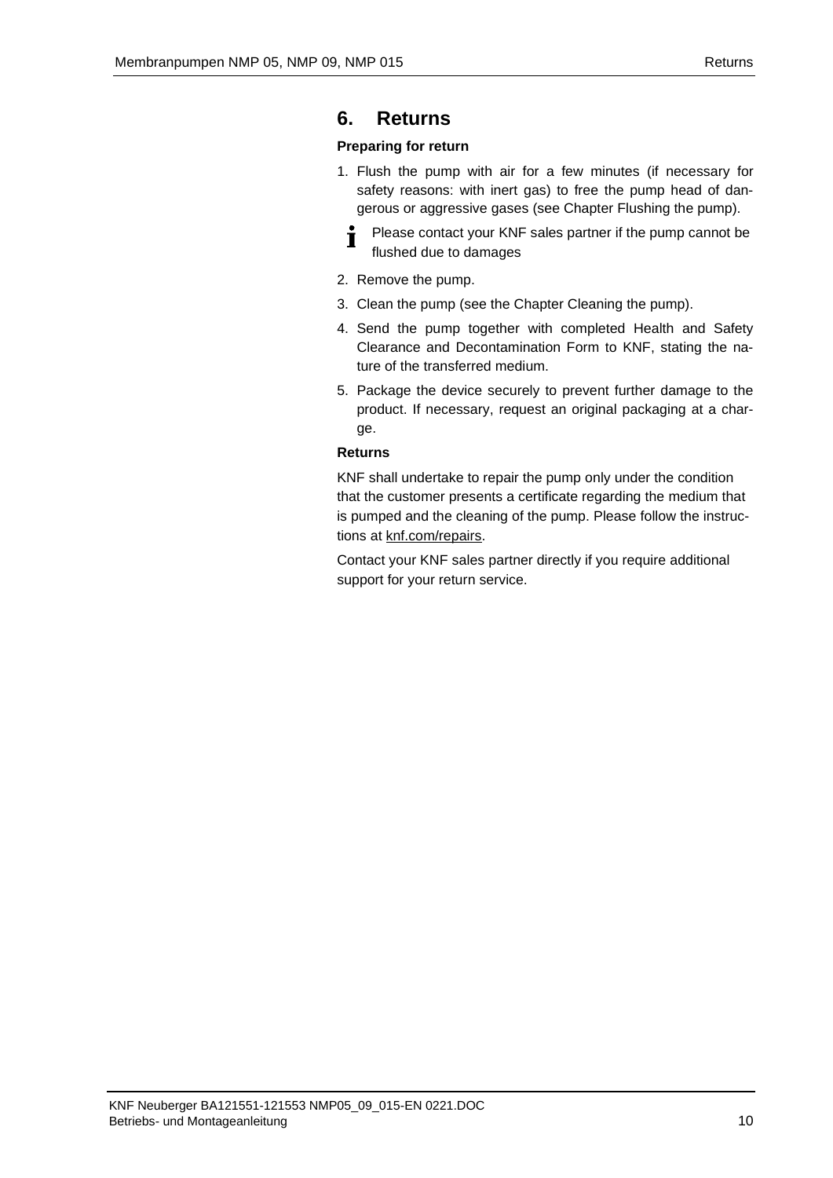# 6. Returns

**Preparing for return**

1. Flush the pump with air for a few minutes (if necessary for safety reasons: with inert gas) to free the pump head of dangerous or aggressive gases (see Chapter Flushing the pump).

   Please contact your KNF sales partner if the pump cannot be flushed due to damages

2. Remove the pump.
3. Clean the pump (see the Chapter Cleaning the pump).
4. Send the pump together with completed Health and Safety Clearance and Decontamination Form to KNF, stating the nature of the transferred medium.
5. Package the device securely to prevent further damage to the product. If necessary, request an original packaging at a charge.

**Returns**

KNF shall undertake to repair the pump only under the condition that the customer presents a certificate regarding the medium that is pumped and the cleaning of the pump. Please follow the instructions at knf.com/repairs.

Contact your KNF sales partner directly if you require additional support for your return service.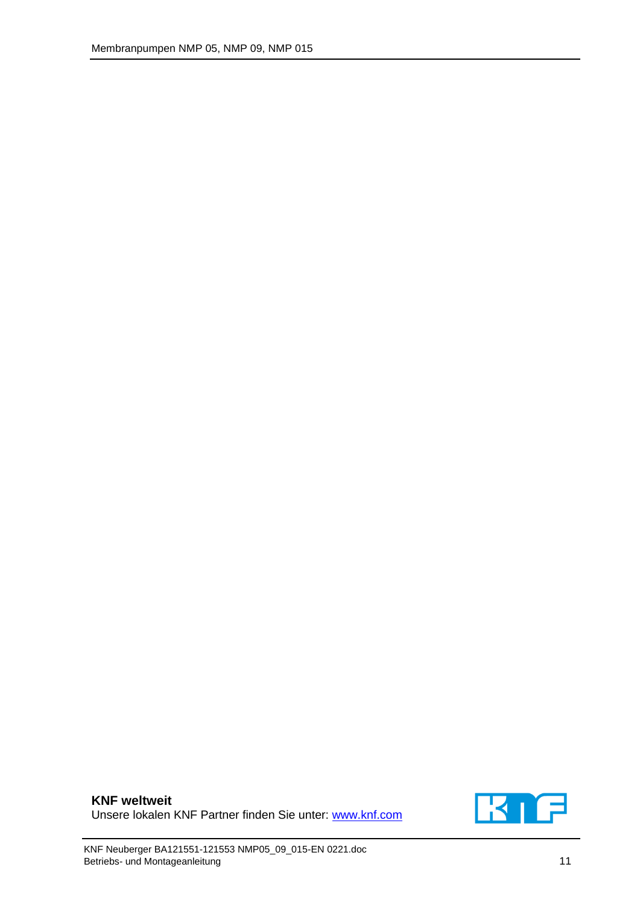**KNF weltweit**
Unsere lokalen KNF Partner finden Sie unter: www.knf.com